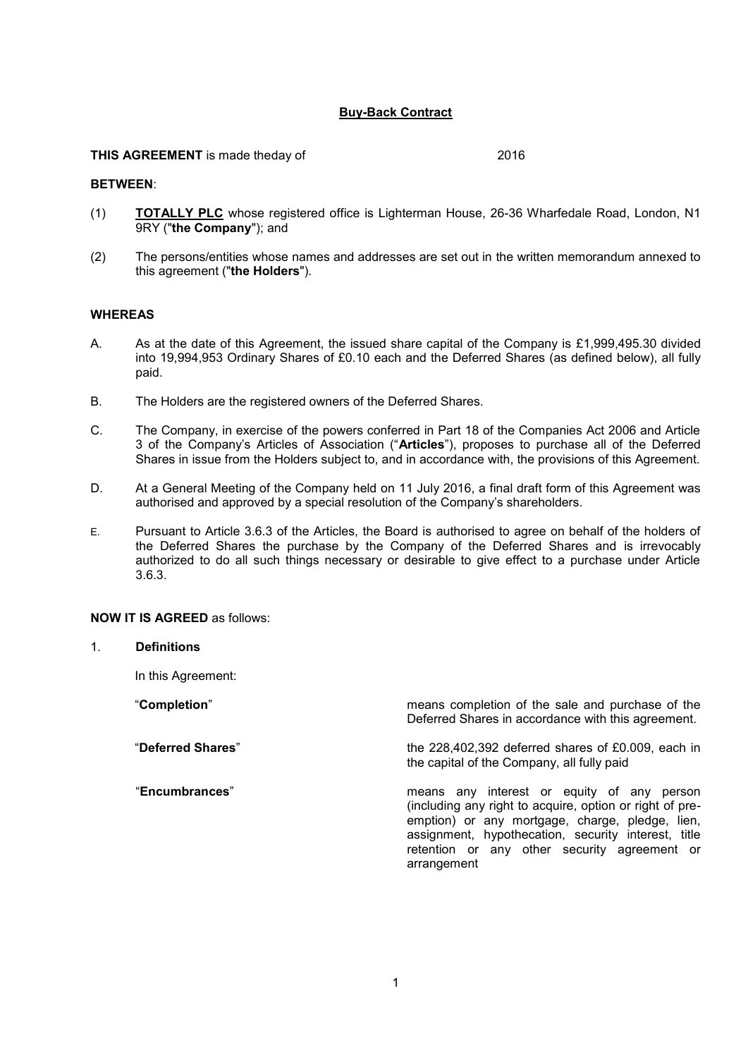**Buy-Back Contract**

**THIS AGREEMENT** is made theday of 2016

**BETWEEN**:

(1) **TOTALLY PLC** whose registered office is Lighterman House, 26-36 Wharfedale Road, London, N1 9RY ("**the Company**"); and

(2) The persons/entities whose names and addresses are set out in the written memorandum annexed to this agreement ("**the Holders**").

**WHEREAS**

A. As at the date of this Agreement, the issued share capital of the Company is £1,999,495.30 divided into 19,994,953 Ordinary Shares of £0.10 each and the Deferred Shares (as defined below), all fully paid.

B. The Holders are the registered owners of the Deferred Shares.

C. The Company, in exercise of the powers conferred in Part 18 of the Companies Act 2006 and Article 3 of the Company's Articles of Association ("**Articles**"), proposes to purchase all of the Deferred Shares in issue from the Holders subject to, and in accordance with, the provisions of this Agreement.

D. At a General Meeting of the Company held on 11 July 2016, a final draft form of this Agreement was authorised and approved by a special resolution of the Company's shareholders.

E. Pursuant to Article 3.6.3 of the Articles, the Board is authorised to agree on behalf of the holders of the Deferred Shares the purchase by the Company of the Deferred Shares and is irrevocably authorized to do all such things necessary or desirable to give effect to a purchase under Article 3.6.3.

**NOW IT IS AGREED** as follows:

1. **Definitions**

In this Agreement:

"**Completion**" means completion of the sale and purchase of the Deferred Shares in accordance with this agreement.

"**Deferred Shares**" the 228,402,392 deferred shares of £0.009, each in the capital of the Company, all fully paid

"**Encumbrances**" means any interest or equity of any person (including any right to acquire, option or right of pre-emption) or any mortgage, charge, pledge, lien, assignment, hypothecation, security interest, title retention or any other security agreement or arrangement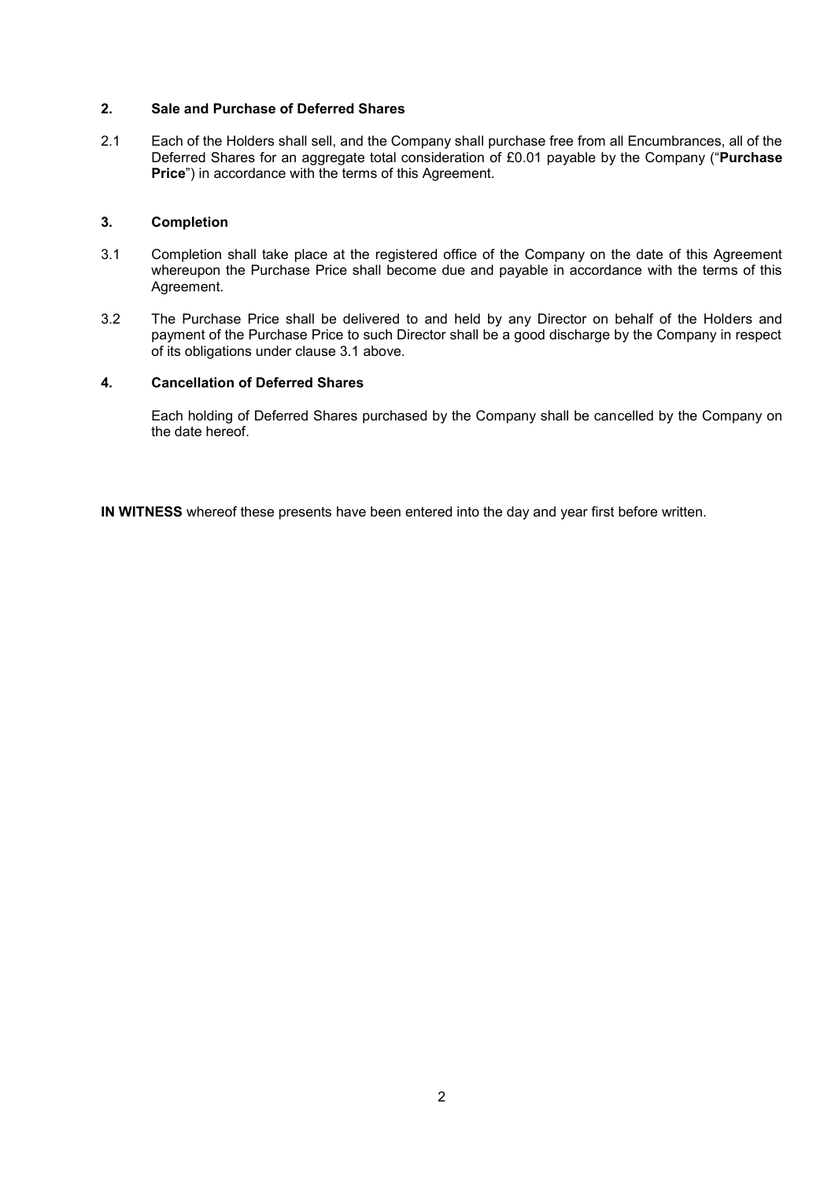## 2. Sale and Purchase of Deferred Shares

2.1 Each of the Holders shall sell, and the Company shall purchase free from all Encumbrances, all of the Deferred Shares for an aggregate total consideration of £0.01 payable by the Company ("**Purchase Price**") in accordance with the terms of this Agreement.

## 3. Completion

3.1 Completion shall take place at the registered office of the Company on the date of this Agreement whereupon the Purchase Price shall become due and payable in accordance with the terms of this Agreement.

3.2 The Purchase Price shall be delivered to and held by any Director on behalf of the Holders and payment of the Purchase Price to such Director shall be a good discharge by the Company in respect of its obligations under clause 3.1 above.

## 4. Cancellation of Deferred Shares

Each holding of Deferred Shares purchased by the Company shall be cancelled by the Company on the date hereof.

**IN WITNESS** whereof these presents have been entered into the day and year first before written.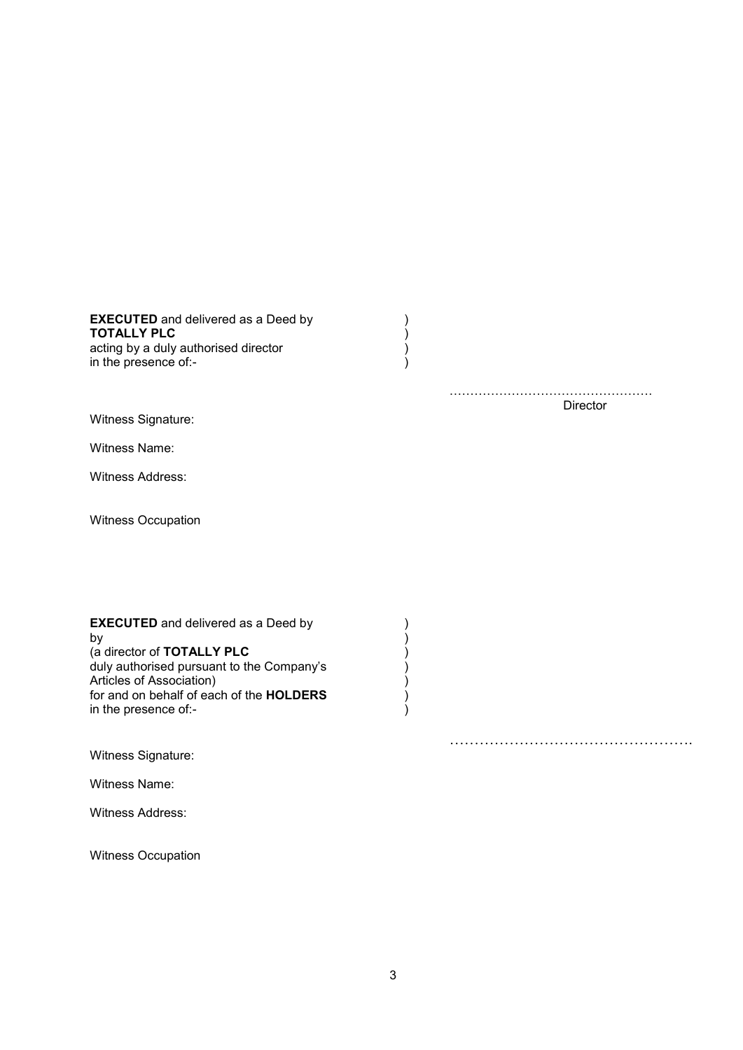**EXECUTED** and delivered as a Deed by )
**TOTALLY PLC** )
acting by a duly authorised director )
in the presence of:- )

…………………………………………
Director

Witness Signature:

Witness Name:

Witness Address:

Witness Occupation

**EXECUTED** and delivered as a Deed by )
by )
(a director of **TOTALLY PLC** )
duly authorised pursuant to the Company's )
Articles of Association) )
for and on behalf of each of the **HOLDERS** )
in the presence of:- )

………………………………………….

Witness Signature:

Witness Name:

Witness Address:

Witness Occupation